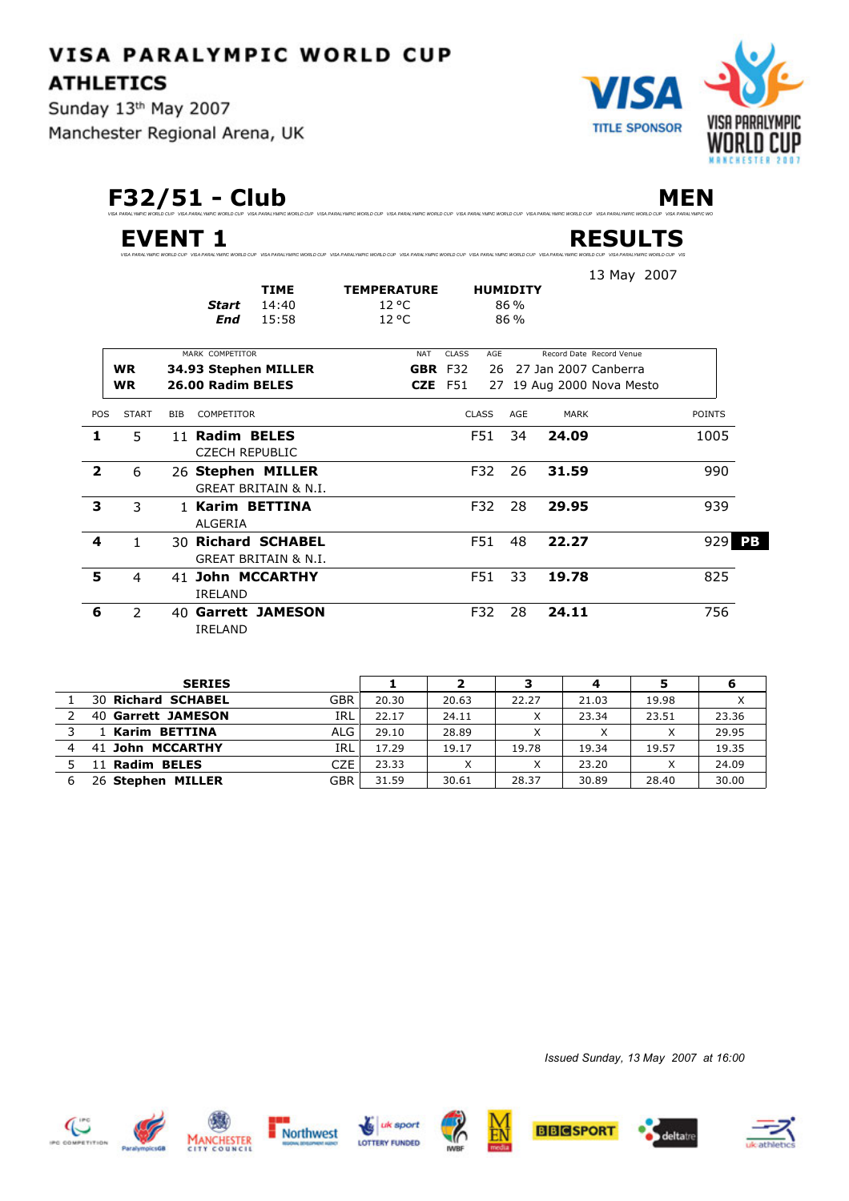# VISA PARALYMPIC WORLD CUP

## ATHLETICS

Sunday 13th May 2007

Manchester Regional Arena, UK

VISA TITLE SPONSOR

VISA PARALYMPIC WORLD CUP MANCHESTER 2007

## F32/51 - Club — MEN

## EVENT 1 — RESULTS

13 May 2007

| | TIME | TEMPERATURE | HUMIDITY |
|---|---|---|---|
| **Start** | 14:40 | 12 °C | 86 % |
| **End** | 15:58 | 12 °C | 86 % |

| | MARK COMPETITOR | NAT | CLASS | AGE | Record Date | Record Venue |
|---|---|---|---|---|---|---|
| **WR** | **34.93 Stephen MILLER** | **GBR** | F32 | 26 | 27 Jan 2007 | Canberra |
| **WR** | **26.00 Radim BELES** | **CZE** | F51 | 27 | 19 Aug 2000 | Nova Mesto |

| POS | START | BIB | COMPETITOR | CLASS | AGE | MARK | POINTS |
|---|---|---|---|---|---|---|---|
| **1** | 5 | 11 | **Radim BELES** CZECH REPUBLIC | F51 | 34 | **24.09** | 1005 |
| **2** | 6 | 26 | **Stephen MILLER** GREAT BRITAIN & N.I. | F32 | 26 | **31.59** | 990 |
| **3** | 3 | 1 | **Karim BETTINA** ALGERIA | F32 | 28 | **29.95** | 939 |
| **4** | 1 | 30 | **Richard SCHABEL** GREAT BRITAIN & N.I. | F51 | 48 | **22.27** | 929 **PB** |
| **5** | 4 | 41 | **John MCCARTHY** IRELAND | F51 | 33 | **19.78** | 825 |
| **6** | 2 | 40 | **Garrett JAMESON** IRELAND | F32 | 28 | **24.11** | 756 |

| | **SERIES** | | **1** | **2** | **3** | **4** | **5** | **6** |
|---|---|---|---|---|---|---|---|---|
| 1 | 30 **Richard SCHABEL** | GBR | 20.30 | 20.63 | 22.27 | 21.03 | 19.98 | X |
| 2 | 40 **Garrett JAMESON** | IRL | 22.17 | 24.11 | X | 23.34 | 23.51 | 23.36 |
| 3 | 1 **Karim BETTINA** | ALG | 29.10 | 28.89 | X | X | X | 29.95 |
| 4 | 41 **John MCCARTHY** | IRL | 17.29 | 19.17 | 19.78 | 19.34 | 19.57 | 19.35 |
| 5 | 11 **Radim BELES** | CZE | 23.33 | X | X | 23.20 | X | 24.09 |
| 6 | 26 **Stephen MILLER** | GBR | 31.59 | 30.61 | 28.37 | 30.89 | 28.40 | 30.00 |

*Issued Sunday, 13 May 2007 at 16:00*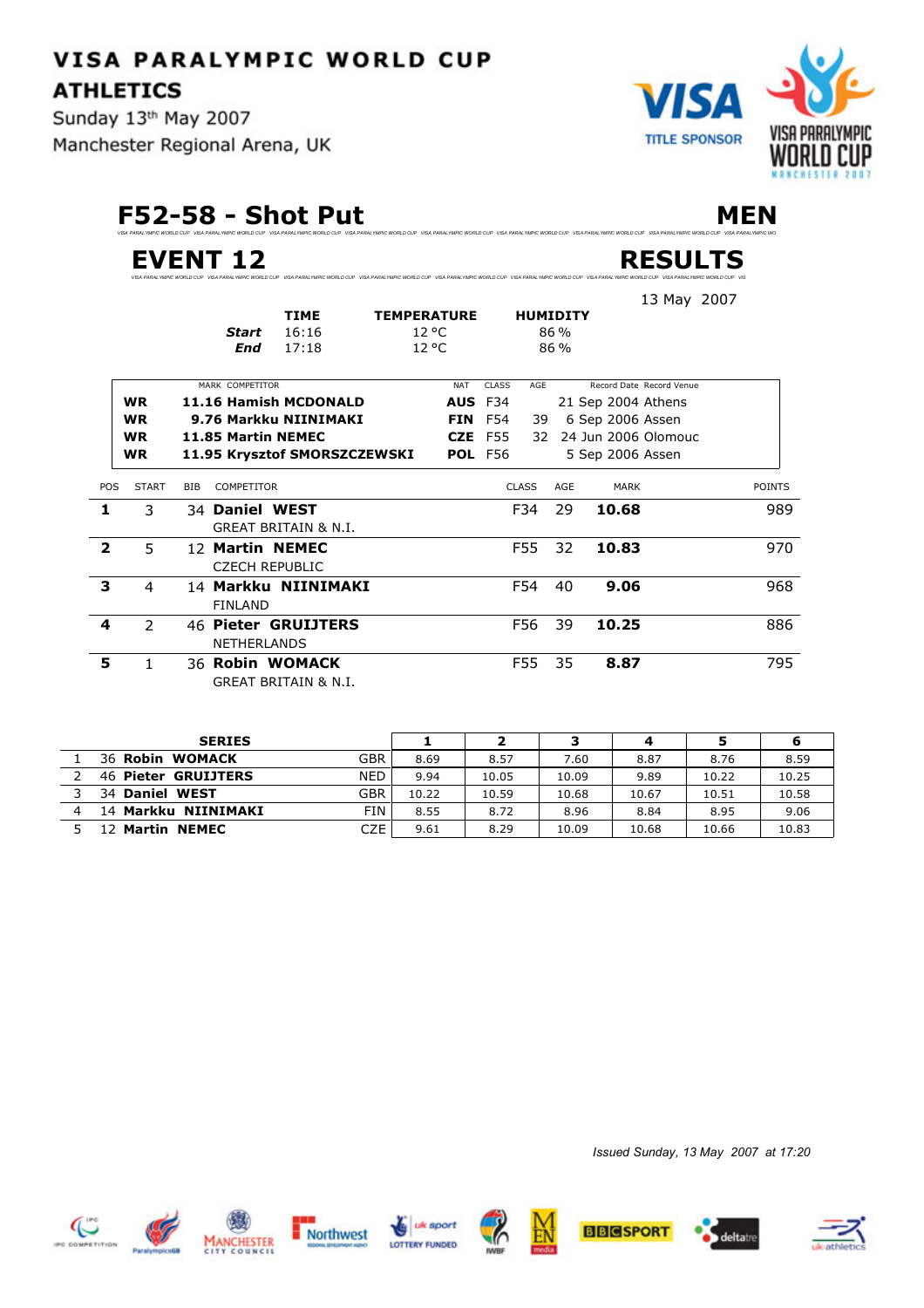# VISA PARALYMPIC WORLD CUP

## ATHLETICS

Sunday 13th May 2007

Manchester Regional Arena, UK

## F52-58 - Shot Put — MEN

## EVENT 12 — RESULTS

13 May 2007

| | TIME | TEMPERATURE | HUMIDITY |
|---|---|---|---|
| ***Start*** | 16:16 | 12 °C | 86 % |
| ***End*** | 17:18 | 12 °C | 86 % |

| | MARK | COMPETITOR | NAT | CLASS | AGE | Record Date | Record Venue |
|---|---|---|---|---|---|---|---|
| **WR** | **11.16** | **Hamish MCDONALD** | **AUS** | F34 | | 21 Sep 2004 | Athens |
| **WR** | **9.76** | **Markku NIINIMAKI** | **FIN** | F54 | 39 | 6 Sep 2006 | Assen |
| **WR** | **11.85** | **Martin NEMEC** | **CZE** | F55 | 32 | 24 Jun 2006 | Olomouc |
| **WR** | **11.95** | **Krysztof SMORSZCZEWSKI** | **POL** | F56 | | 5 Sep 2006 | Assen |

| POS | START | BIB | COMPETITOR | CLASS | AGE | MARK | POINTS |
|---|---|---|---|---|---|---|---|
| **1** | 3 | 34 | **Daniel WEST** GREAT BRITAIN & N.I. | F34 | 29 | **10.68** | 989 |
| **2** | 5 | 12 | **Martin NEMEC** CZECH REPUBLIC | F55 | 32 | **10.83** | 970 |
| **3** | 4 | 14 | **Markku NIINIMAKI** FINLAND | F54 | 40 | **9.06** | 968 |
| **4** | 2 | 46 | **Pieter GRUIJTERS** NETHERLANDS | F56 | 39 | **10.25** | 886 |
| **5** | 1 | 36 | **Robin WOMACK** GREAT BRITAIN & N.I. | F55 | 35 | **8.87** | 795 |

| | | **SERIES** | | **1** | **2** | **3** | **4** | **5** | **6** |
|---|---|---|---|---|---|---|---|---|---|
| 1 | 36 | **Robin WOMACK** | GBR | 8.69 | 8.57 | 7.60 | 8.87 | 8.76 | 8.59 |
| 2 | 46 | **Pieter GRUIJTERS** | NED | 9.94 | 10.05 | 10.09 | 9.89 | 10.22 | 10.25 |
| 3 | 34 | **Daniel WEST** | GBR | 10.22 | 10.59 | 10.68 | 10.67 | 10.51 | 10.58 |
| 4 | 14 | **Markku NIINIMAKI** | FIN | 8.55 | 8.72 | 8.96 | 8.84 | 8.95 | 9.06 |
| 5 | 12 | **Martin NEMEC** | CZE | 9.61 | 8.29 | 10.09 | 10.68 | 10.66 | 10.83 |

*Issued Sunday, 13 May 2007 at 17:20*